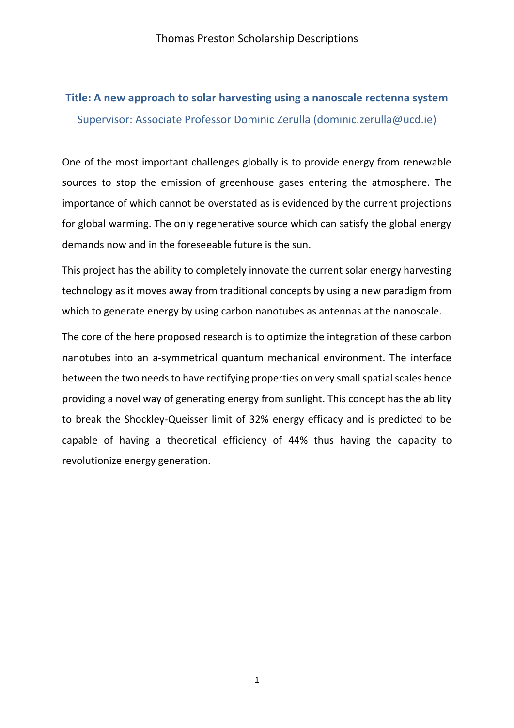# Thomas Preston Scholarship Descriptions

## Title: A new approach to solar harvesting using a nanoscale rectenna system

Supervisor: Associate Professor Dominic Zerulla (dominic.zerulla@ucd.ie)

One of the most important challenges globally is to provide energy from renewable sources to stop the emission of greenhouse gases entering the atmosphere. The importance of which cannot be overstated as is evidenced by the current projections for global warming. The only regenerative source which can satisfy the global energy demands now and in the foreseeable future is the sun.

This project has the ability to completely innovate the current solar energy harvesting technology as it moves away from traditional concepts by using a new paradigm from which to generate energy by using carbon nanotubes as antennas at the nanoscale.

The core of the here proposed research is to optimize the integration of these carbon nanotubes into an a-symmetrical quantum mechanical environment. The interface between the two needs to have rectifying properties on very small spatial scales hence providing a novel way of generating energy from sunlight. This concept has the ability to break the Shockley-Queisser limit of 32% energy efficacy and is predicted to be capable of having a theoretical efficiency of 44% thus having the capacity to revolutionize energy generation.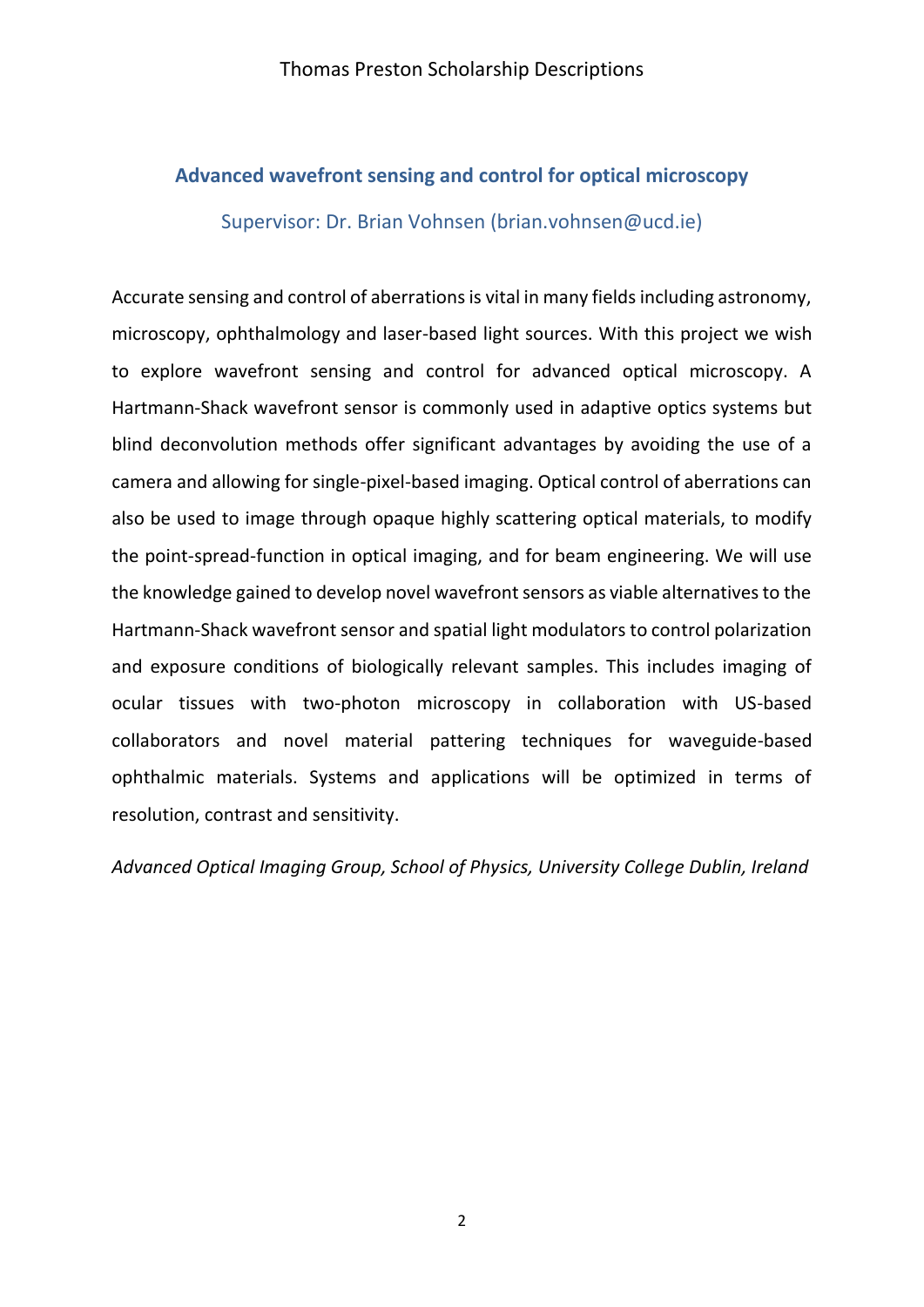## Advanced wavefront sensing and control for optical microscopy

Supervisor: Dr. Brian Vohnsen (brian.vohnsen@ucd.ie)

Accurate sensing and control of aberrations is vital in many fields including astronomy, microscopy, ophthalmology and laser-based light sources. With this project we wish to explore wavefront sensing and control for advanced optical microscopy. A Hartmann-Shack wavefront sensor is commonly used in adaptive optics systems but blind deconvolution methods offer significant advantages by avoiding the use of a camera and allowing for single-pixel-based imaging. Optical control of aberrations can also be used to image through opaque highly scattering optical materials, to modify the point-spread-function in optical imaging, and for beam engineering. We will use the knowledge gained to develop novel wavefront sensors as viable alternatives to the Hartmann-Shack wavefront sensor and spatial light modulators to control polarization and exposure conditions of biologically relevant samples. This includes imaging of ocular tissues with two-photon microscopy in collaboration with US-based collaborators and novel material pattering techniques for waveguide-based ophthalmic materials. Systems and applications will be optimized in terms of resolution, contrast and sensitivity.

*Advanced Optical Imaging Group, School of Physics, University College Dublin, Ireland*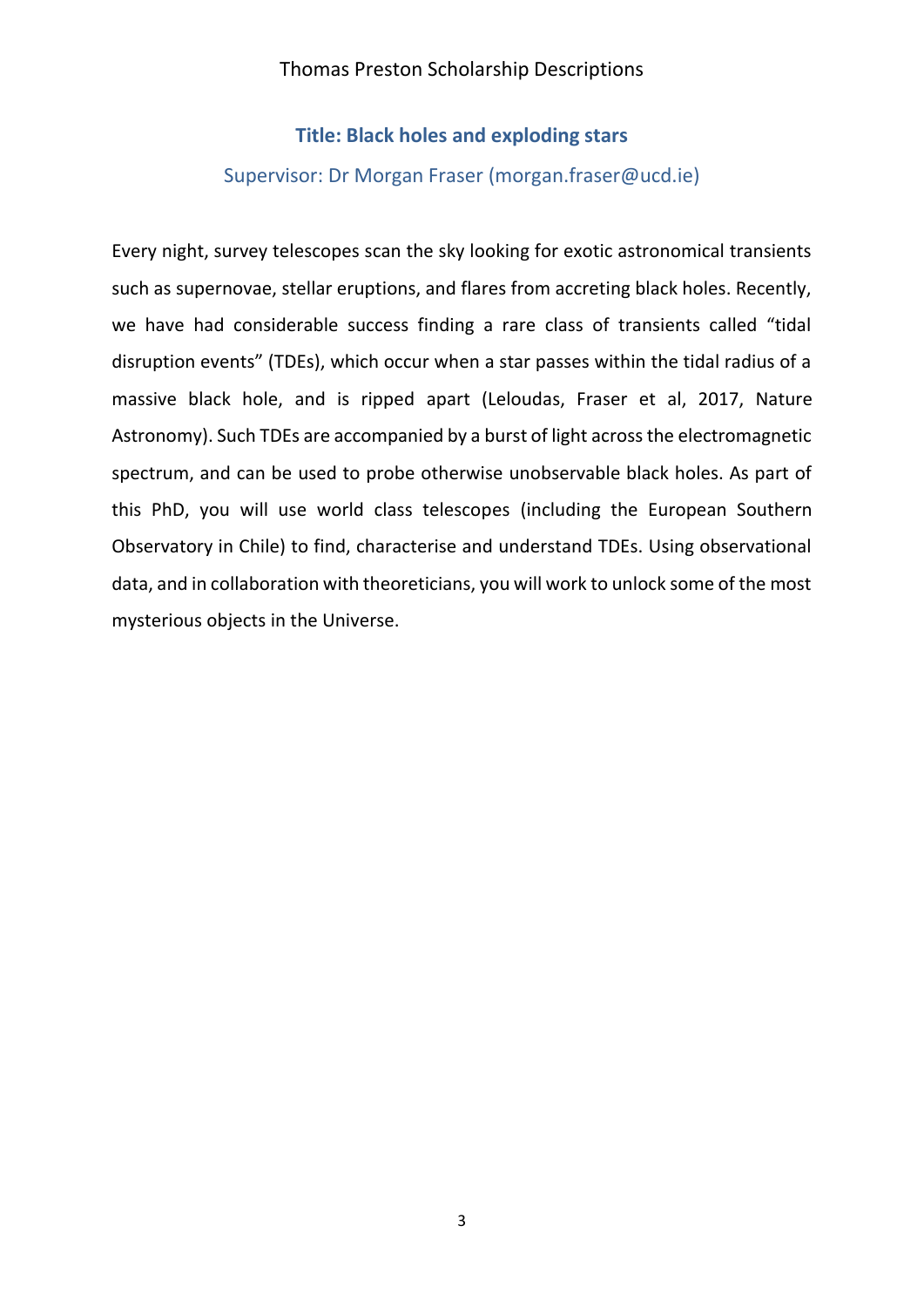## Title: Black holes and exploding stars

Supervisor: Dr Morgan Fraser (morgan.fraser@ucd.ie)

Every night, survey telescopes scan the sky looking for exotic astronomical transients such as supernovae, stellar eruptions, and flares from accreting black holes. Recently, we have had considerable success finding a rare class of transients called "tidal disruption events" (TDEs), which occur when a star passes within the tidal radius of a massive black hole, and is ripped apart (Leloudas, Fraser et al, 2017, Nature Astronomy). Such TDEs are accompanied by a burst of light across the electromagnetic spectrum, and can be used to probe otherwise unobservable black holes. As part of this PhD, you will use world class telescopes (including the European Southern Observatory in Chile) to find, characterise and understand TDEs. Using observational data, and in collaboration with theoreticians, you will work to unlock some of the most mysterious objects in the Universe.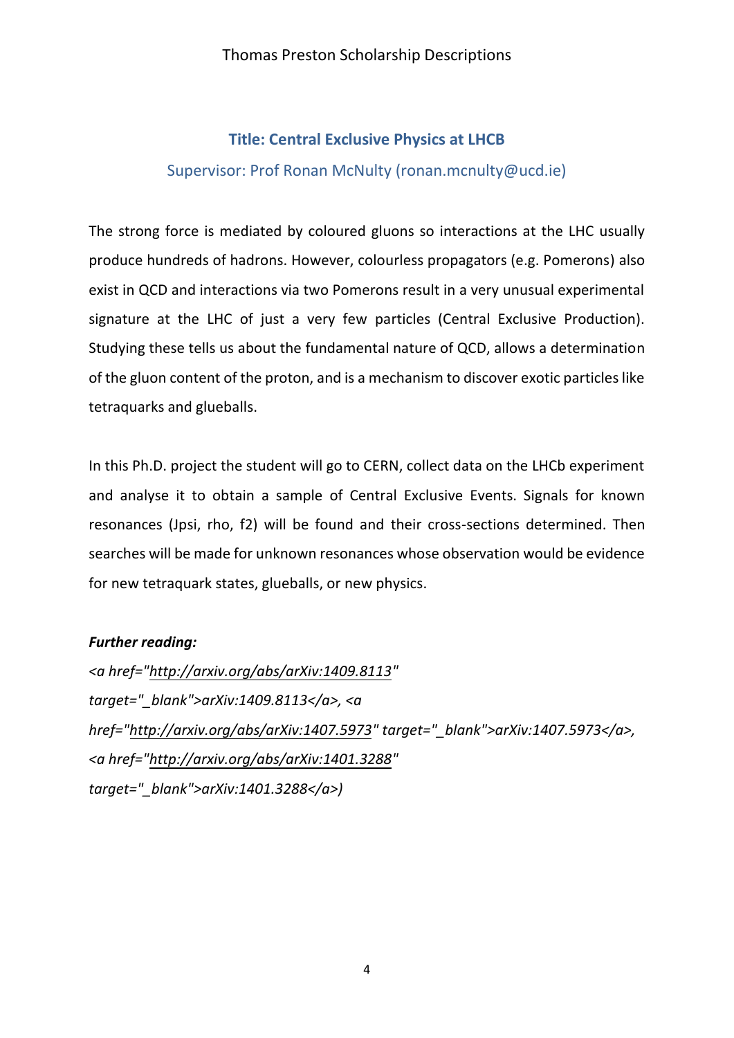## Title: Central Exclusive Physics at LHCB

Supervisor: Prof Ronan McNulty (ronan.mcnulty@ucd.ie)

The strong force is mediated by coloured gluons so interactions at the LHC usually produce hundreds of hadrons. However, colourless propagators (e.g. Pomerons) also exist in QCD and interactions via two Pomerons result in a very unusual experimental signature at the LHC of just a very few particles (Central Exclusive Production). Studying these tells us about the fundamental nature of QCD, allows a determination of the gluon content of the proton, and is a mechanism to discover exotic particles like tetraquarks and glueballs.

In this Ph.D. project the student will go to CERN, collect data on the LHCb experiment and analyse it to obtain a sample of Central Exclusive Events. Signals for known resonances (Jpsi, rho, f2) will be found and their cross-sections determined. Then searches will be made for unknown resonances whose observation would be evidence for new tetraquark states, glueballs, or new physics.

***Further reading:***

*<a href="http://arxiv.org/abs/arXiv:1409.8113" target="_blank">arXiv:1409.8113</a>, <a href="http://arxiv.org/abs/arXiv:1407.5973" target="_blank">arXiv:1407.5973</a>, <a href="http://arxiv.org/abs/arXiv:1401.3288" target="_blank">arXiv:1401.3288</a>)*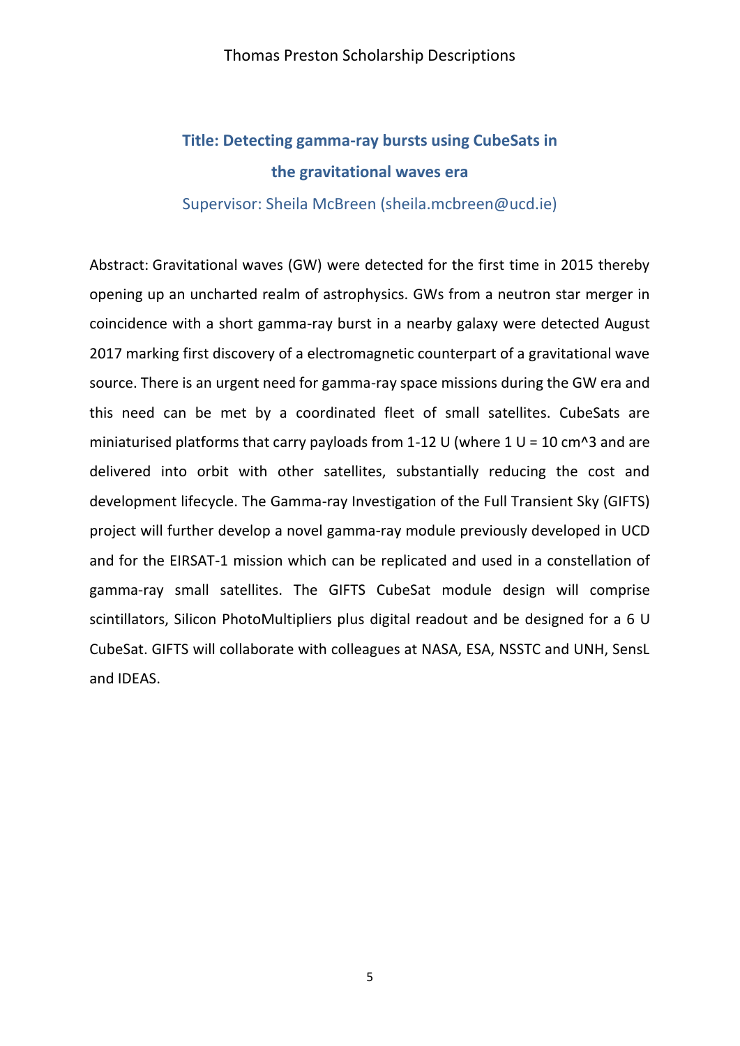## Title: Detecting gamma-ray bursts using CubeSats in the gravitational waves era

Supervisor: Sheila McBreen (sheila.mcbreen@ucd.ie)

Abstract: Gravitational waves (GW) were detected for the first time in 2015 thereby opening up an uncharted realm of astrophysics. GWs from a neutron star merger in coincidence with a short gamma-ray burst in a nearby galaxy were detected August 2017 marking first discovery of a electromagnetic counterpart of a gravitational wave source. There is an urgent need for gamma-ray space missions during the GW era and this need can be met by a coordinated fleet of small satellites. CubeSats are miniaturised platforms that carry payloads from 1-12 U (where 1 U = 10 $cm^3$ and are delivered into orbit with other satellites, substantially reducing the cost and development lifecycle. The Gamma-ray Investigation of the Full Transient Sky (GIFTS) project will further develop a novel gamma-ray module previously developed in UCD and for the EIRSAT-1 mission which can be replicated and used in a constellation of gamma-ray small satellites. The GIFTS CubeSat module design will comprise scintillators, Silicon PhotoMultipliers plus digital readout and be designed for a 6 U CubeSat. GIFTS will collaborate with colleagues at NASA, ESA, NSSTC and UNH, SensL and IDEAS.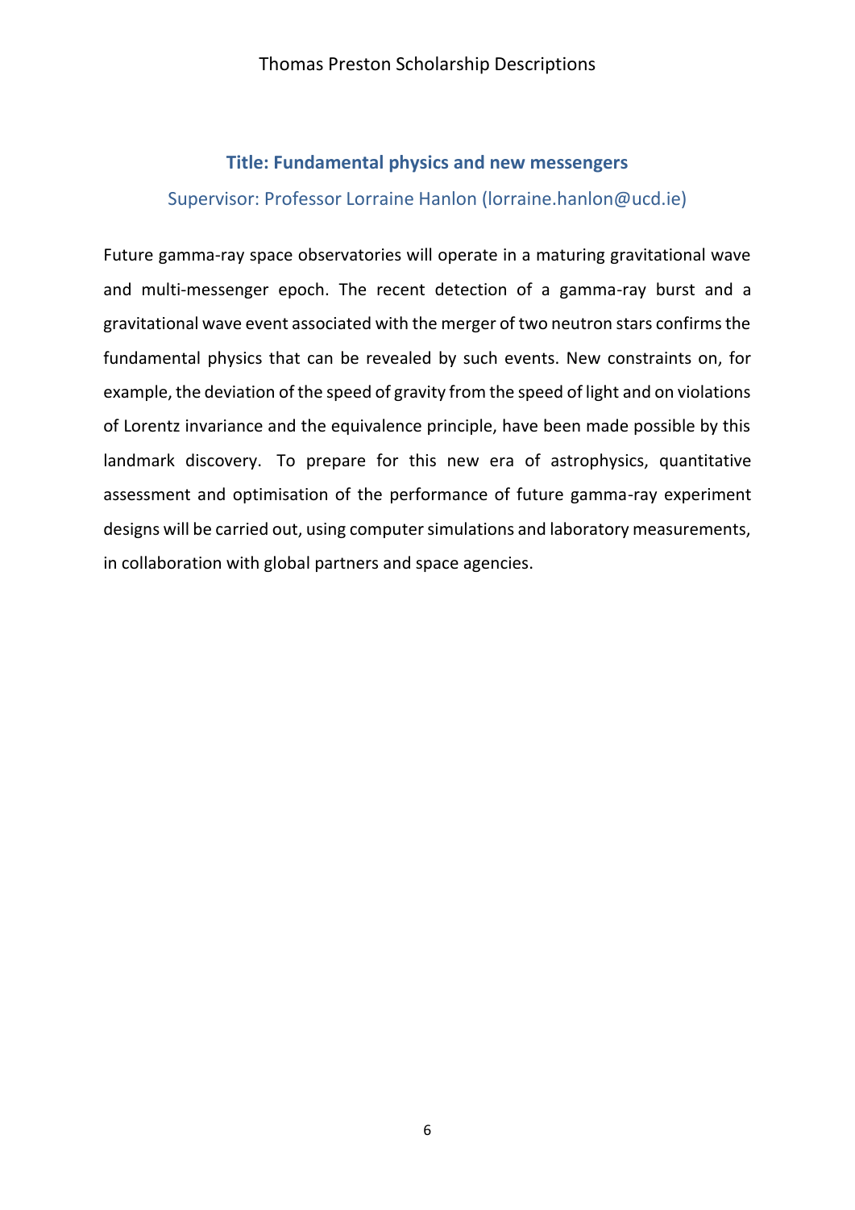## Title: Fundamental physics and new messengers

### Supervisor: Professor Lorraine Hanlon (lorraine.hanlon@ucd.ie)

Future gamma-ray space observatories will operate in a maturing gravitational wave and multi-messenger epoch. The recent detection of a gamma-ray burst and a gravitational wave event associated with the merger of two neutron stars confirms the fundamental physics that can be revealed by such events. New constraints on, for example, the deviation of the speed of gravity from the speed of light and on violations of Lorentz invariance and the equivalence principle, have been made possible by this landmark discovery. To prepare for this new era of astrophysics, quantitative assessment and optimisation of the performance of future gamma-ray experiment designs will be carried out, using computer simulations and laboratory measurements, in collaboration with global partners and space agencies.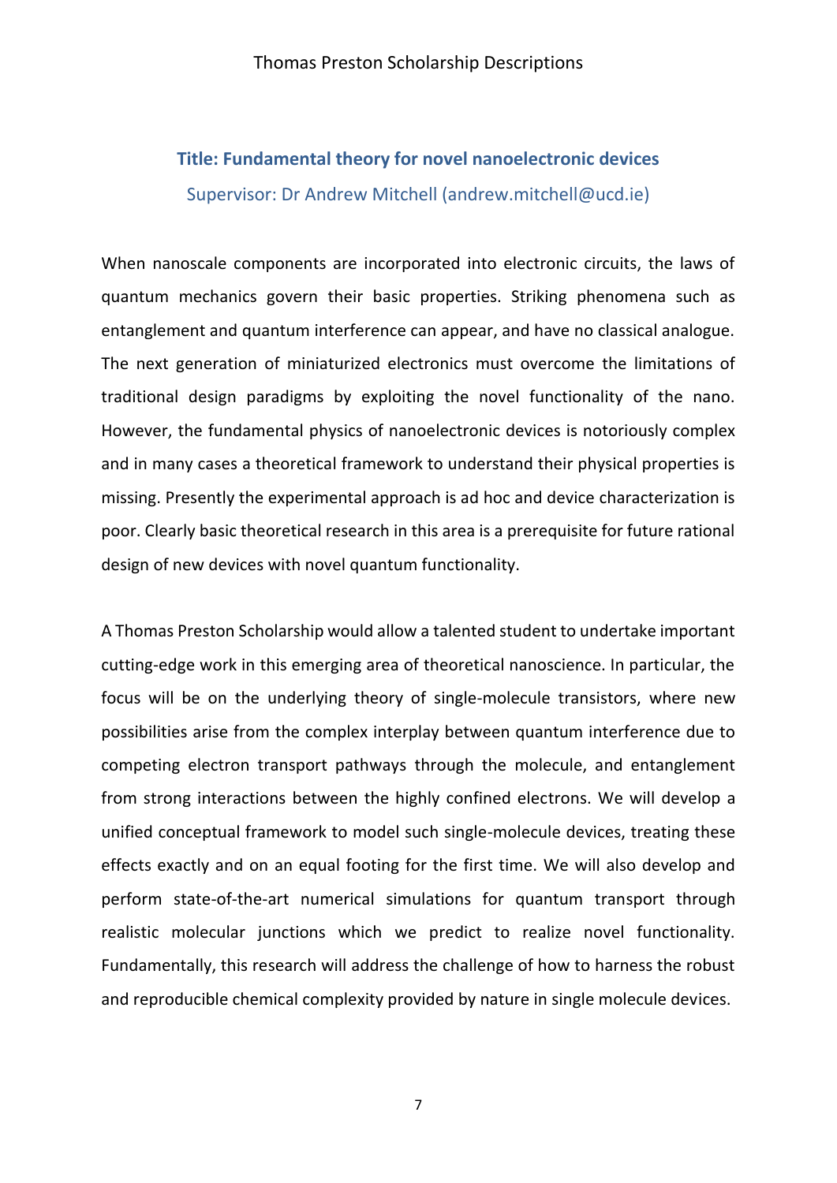## Title: Fundamental theory for novel nanoelectronic devices

Supervisor: Dr Andrew Mitchell (andrew.mitchell@ucd.ie)

When nanoscale components are incorporated into electronic circuits, the laws of quantum mechanics govern their basic properties. Striking phenomena such as entanglement and quantum interference can appear, and have no classical analogue. The next generation of miniaturized electronics must overcome the limitations of traditional design paradigms by exploiting the novel functionality of the nano. However, the fundamental physics of nanoelectronic devices is notoriously complex and in many cases a theoretical framework to understand their physical properties is missing. Presently the experimental approach is ad hoc and device characterization is poor. Clearly basic theoretical research in this area is a prerequisite for future rational design of new devices with novel quantum functionality.

A Thomas Preston Scholarship would allow a talented student to undertake important cutting-edge work in this emerging area of theoretical nanoscience. In particular, the focus will be on the underlying theory of single-molecule transistors, where new possibilities arise from the complex interplay between quantum interference due to competing electron transport pathways through the molecule, and entanglement from strong interactions between the highly confined electrons. We will develop a unified conceptual framework to model such single-molecule devices, treating these effects exactly and on an equal footing for the first time. We will also develop and perform state-of-the-art numerical simulations for quantum transport through realistic molecular junctions which we predict to realize novel functionality. Fundamentally, this research will address the challenge of how to harness the robust and reproducible chemical complexity provided by nature in single molecule devices.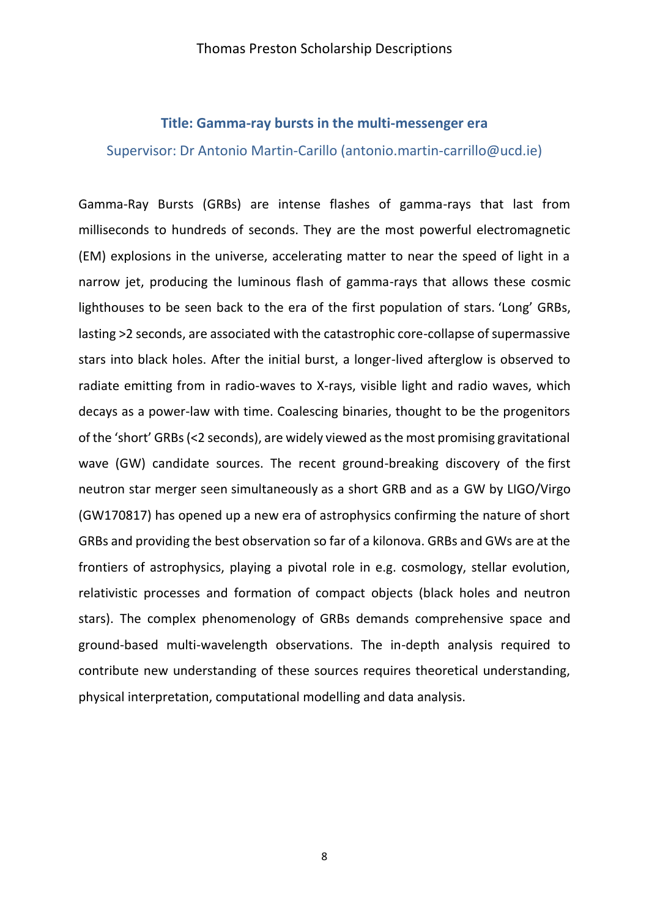## Title: Gamma-ray bursts in the multi-messenger era

Supervisor: Dr Antonio Martin-Carillo (antonio.martin-carrillo@ucd.ie)

Gamma-Ray Bursts (GRBs) are intense flashes of gamma-rays that last from milliseconds to hundreds of seconds. They are the most powerful electromagnetic (EM) explosions in the universe, accelerating matter to near the speed of light in a narrow jet, producing the luminous flash of gamma-rays that allows these cosmic lighthouses to be seen back to the era of the first population of stars. 'Long' GRBs, lasting >2 seconds, are associated with the catastrophic core-collapse of supermassive stars into black holes. After the initial burst, a longer-lived afterglow is observed to radiate emitting from in radio-waves to X-rays, visible light and radio waves, which decays as a power-law with time. Coalescing binaries, thought to be the progenitors of the 'short' GRBs (<2 seconds), are widely viewed as the most promising gravitational wave (GW) candidate sources. The recent ground-breaking discovery of the first neutron star merger seen simultaneously as a short GRB and as a GW by LIGO/Virgo (GW170817) has opened up a new era of astrophysics confirming the nature of short GRBs and providing the best observation so far of a kilonova. GRBs and GWs are at the frontiers of astrophysics, playing a pivotal role in e.g. cosmology, stellar evolution, relativistic processes and formation of compact objects (black holes and neutron stars). The complex phenomenology of GRBs demands comprehensive space and ground-based multi-wavelength observations. The in-depth analysis required to contribute new understanding of these sources requires theoretical understanding, physical interpretation, computational modelling and data analysis.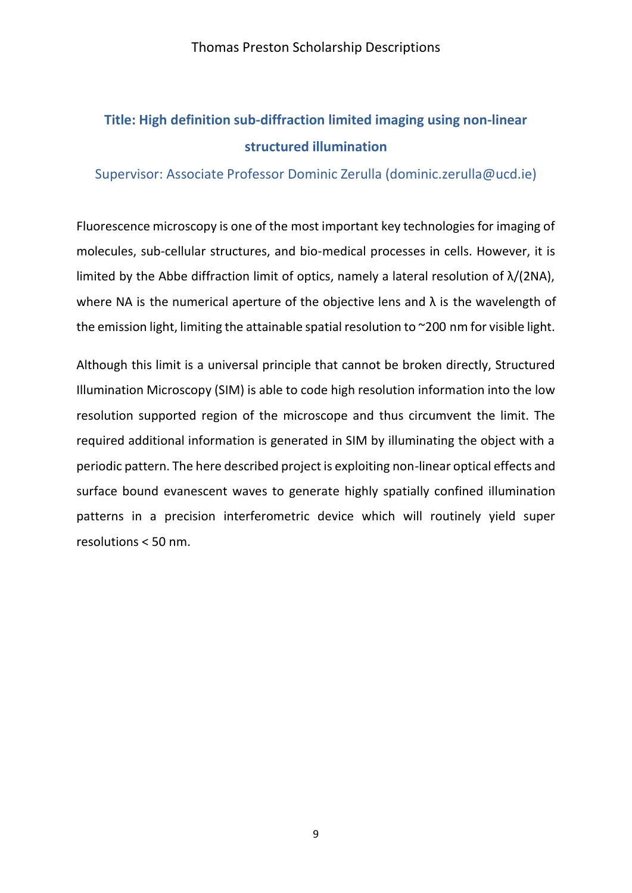## Title: High definition sub-diffraction limited imaging using non-linear structured illumination

Supervisor: Associate Professor Dominic Zerulla (dominic.zerulla@ucd.ie)

Fluorescence microscopy is one of the most important key technologies for imaging of molecules, sub-cellular structures, and bio-medical processes in cells. However, it is limited by the Abbe diffraction limit of optics, namely a lateral resolution of $\lambda/(2NA)$, where NA is the numerical aperture of the objective lens and $\lambda$ is the wavelength of the emission light, limiting the attainable spatial resolution to ~200 nm for visible light.

Although this limit is a universal principle that cannot be broken directly, Structured Illumination Microscopy (SIM) is able to code high resolution information into the low resolution supported region of the microscope and thus circumvent the limit. The required additional information is generated in SIM by illuminating the object with a periodic pattern. The here described project is exploiting non-linear optical effects and surface bound evanescent waves to generate highly spatially confined illumination patterns in a precision interferometric device which will routinely yield super resolutions < 50 nm.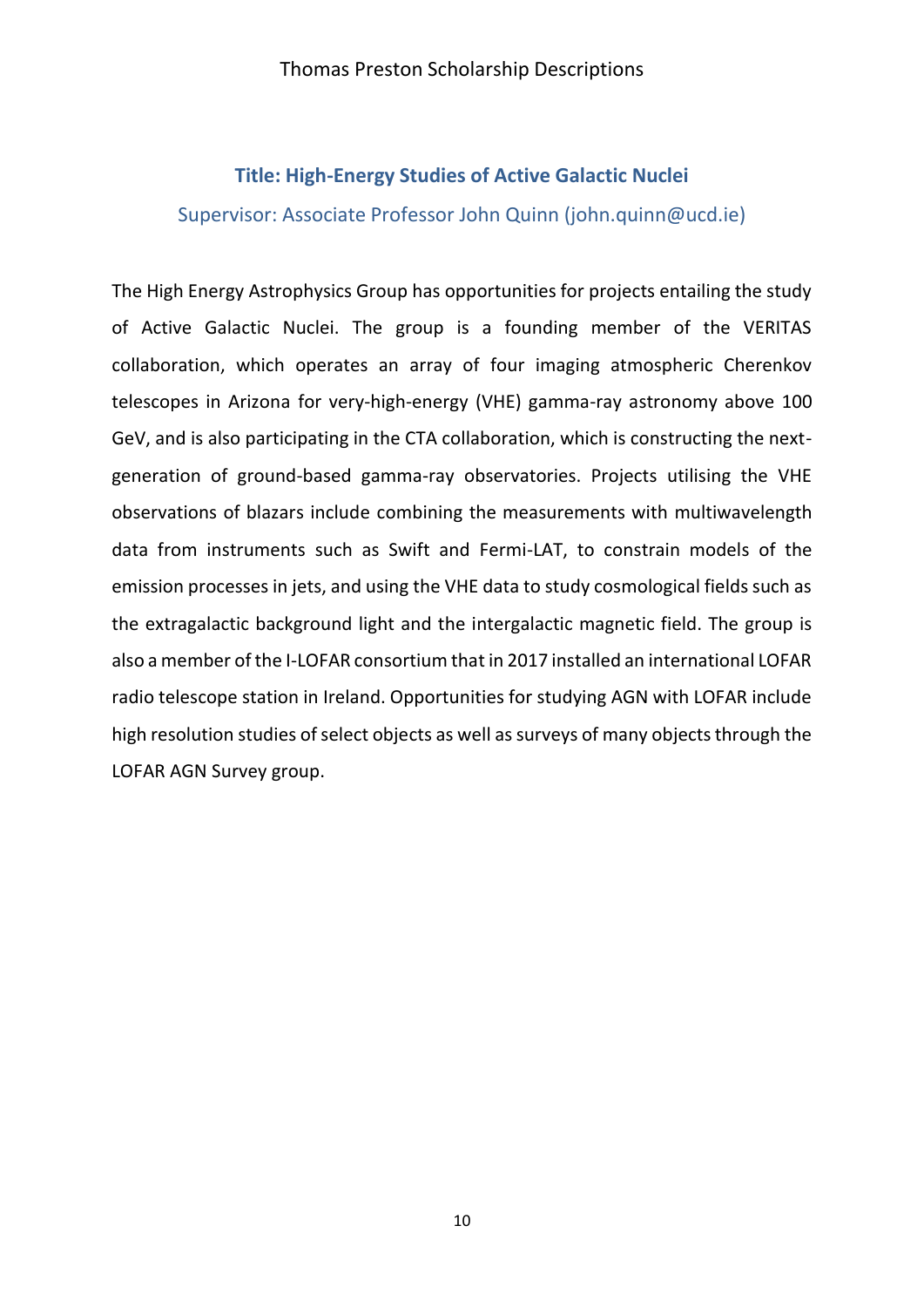## Title: High-Energy Studies of Active Galactic Nuclei

Supervisor: Associate Professor John Quinn (john.quinn@ucd.ie)

The High Energy Astrophysics Group has opportunities for projects entailing the study of Active Galactic Nuclei. The group is a founding member of the VERITAS collaboration, which operates an array of four imaging atmospheric Cherenkov telescopes in Arizona for very-high-energy (VHE) gamma-ray astronomy above 100 GeV, and is also participating in the CTA collaboration, which is constructing the next-generation of ground-based gamma-ray observatories. Projects utilising the VHE observations of blazars include combining the measurements with multiwavelength data from instruments such as Swift and Fermi-LAT, to constrain models of the emission processes in jets, and using the VHE data to study cosmological fields such as the extragalactic background light and the intergalactic magnetic field. The group is also a member of the I-LOFAR consortium that in 2017 installed an international LOFAR radio telescope station in Ireland. Opportunities for studying AGN with LOFAR include high resolution studies of select objects as well as surveys of many objects through the LOFAR AGN Survey group.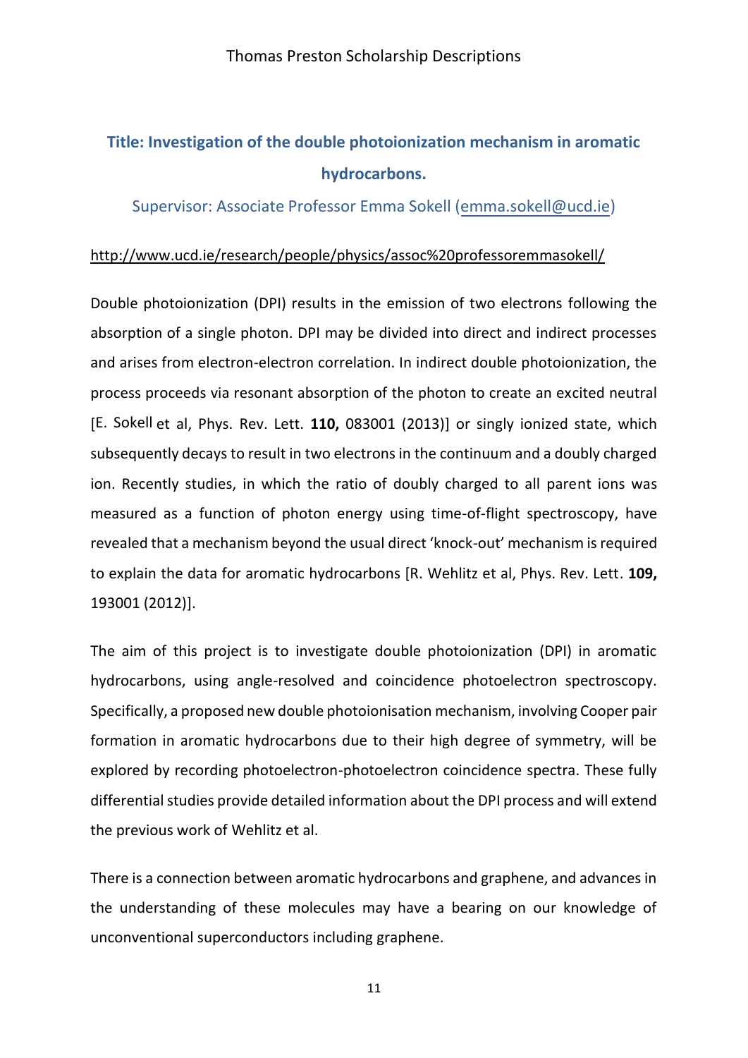## Title: Investigation of the double photoionization mechanism in aromatic hydrocarbons.

Supervisor: Associate Professor Emma Sokell (emma.sokell@ucd.ie)

http://www.ucd.ie/research/people/physics/assoc%20professoremmasokell/

Double photoionization (DPI) results in the emission of two electrons following the absorption of a single photon. DPI may be divided into direct and indirect processes and arises from electron-electron correlation. In indirect double photoionization, the process proceeds via resonant absorption of the photon to create an excited neutral [E. Sokell et al, Phys. Rev. Lett. **110,** 083001 (2013)] or singly ionized state, which subsequently decays to result in two electrons in the continuum and a doubly charged ion. Recently studies, in which the ratio of doubly charged to all parent ions was measured as a function of photon energy using time-of-flight spectroscopy, have revealed that a mechanism beyond the usual direct 'knock-out' mechanism is required to explain the data for aromatic hydrocarbons [R. Wehlitz et al, Phys. Rev. Lett. **109,** 193001 (2012)].

The aim of this project is to investigate double photoionization (DPI) in aromatic hydrocarbons, using angle-resolved and coincidence photoelectron spectroscopy. Specifically, a proposed new double photoionisation mechanism, involving Cooper pair formation in aromatic hydrocarbons due to their high degree of symmetry, will be explored by recording photoelectron-photoelectron coincidence spectra. These fully differential studies provide detailed information about the DPI process and will extend the previous work of Wehlitz et al.

There is a connection between aromatic hydrocarbons and graphene, and advances in the understanding of these molecules may have a bearing on our knowledge of unconventional superconductors including graphene.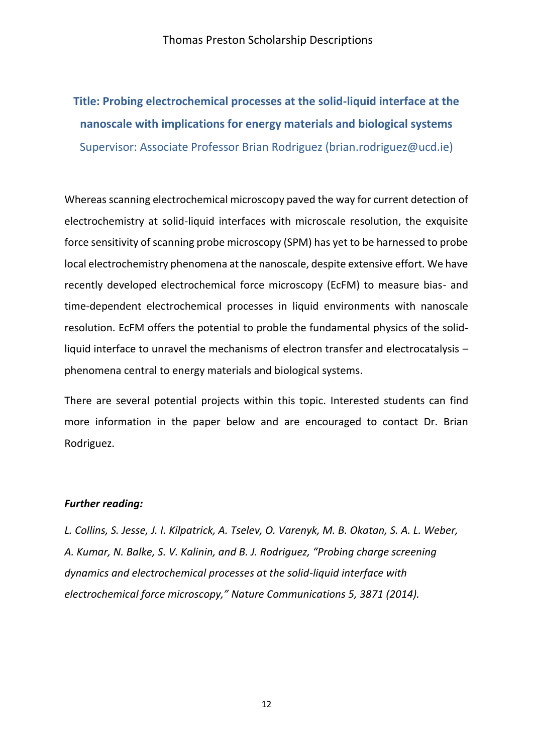## Title: Probing electrochemical processes at the solid-liquid interface at the nanoscale with implications for energy materials and biological systems

Supervisor: Associate Professor Brian Rodriguez (brian.rodriguez@ucd.ie)

Whereas scanning electrochemical microscopy paved the way for current detection of electrochemistry at solid-liquid interfaces with microscale resolution, the exquisite force sensitivity of scanning probe microscopy (SPM) has yet to be harnessed to probe local electrochemistry phenomena at the nanoscale, despite extensive effort. We have recently developed electrochemical force microscopy (EcFM) to measure bias- and time-dependent electrochemical processes in liquid environments with nanoscale resolution. EcFM offers the potential to proble the fundamental physics of the solid-liquid interface to unravel the mechanisms of electron transfer and electrocatalysis – phenomena central to energy materials and biological systems.

There are several potential projects within this topic. Interested students can find more information in the paper below and are encouraged to contact Dr. Brian Rodriguez.

***Further reading:***

*L. Collins, S. Jesse, J. I. Kilpatrick, A. Tselev, O. Varenyk, M. B. Okatan, S. A. L. Weber, A. Kumar, N. Balke, S. V. Kalinin, and B. J. Rodriguez, "Probing charge screening dynamics and electrochemical processes at the solid-liquid interface with electrochemical force microscopy," Nature Communications 5, 3871 (2014).*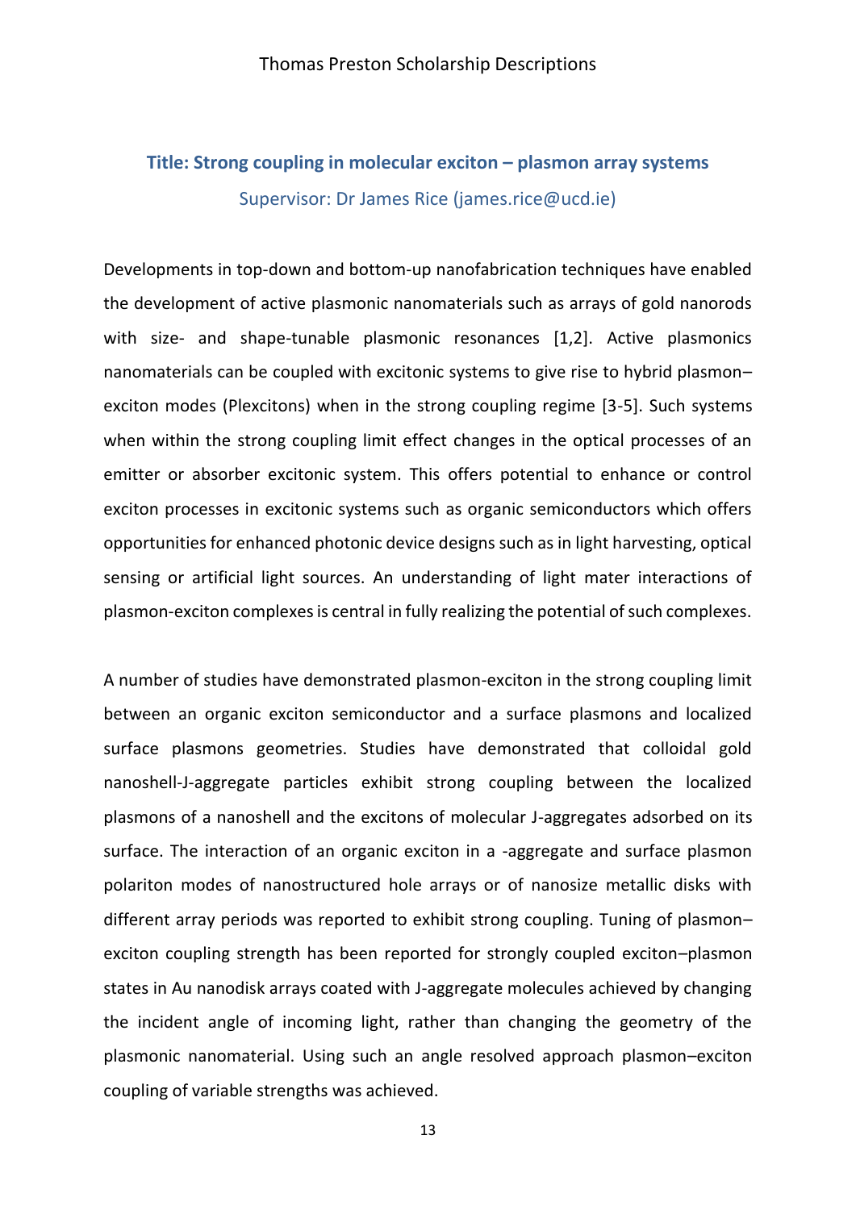## Title: Strong coupling in molecular exciton – plasmon array systems

Supervisor: Dr James Rice (james.rice@ucd.ie)

Developments in top-down and bottom-up nanofabrication techniques have enabled the development of active plasmonic nanomaterials such as arrays of gold nanorods with size- and shape-tunable plasmonic resonances [1,2]. Active plasmonics nanomaterials can be coupled with excitonic systems to give rise to hybrid plasmon–exciton modes (Plexcitons) when in the strong coupling regime [3-5]. Such systems when within the strong coupling limit effect changes in the optical processes of an emitter or absorber excitonic system. This offers potential to enhance or control exciton processes in excitonic systems such as organic semiconductors which offers opportunities for enhanced photonic device designs such as in light harvesting, optical sensing or artificial light sources. An understanding of light mater interactions of plasmon-exciton complexes is central in fully realizing the potential of such complexes.

A number of studies have demonstrated plasmon-exciton in the strong coupling limit between an organic exciton semiconductor and a surface plasmons and localized surface plasmons geometries. Studies have demonstrated that colloidal gold nanoshell-J-aggregate particles exhibit strong coupling between the localized plasmons of a nanoshell and the excitons of molecular J-aggregates adsorbed on its surface. The interaction of an organic exciton in a -aggregate and surface plasmon polariton modes of nanostructured hole arrays or of nanosize metallic disks with different array periods was reported to exhibit strong coupling. Tuning of plasmon–exciton coupling strength has been reported for strongly coupled exciton–plasmon states in Au nanodisk arrays coated with J-aggregate molecules achieved by changing the incident angle of incoming light, rather than changing the geometry of the plasmonic nanomaterial. Using such an angle resolved approach plasmon–exciton coupling of variable strengths was achieved.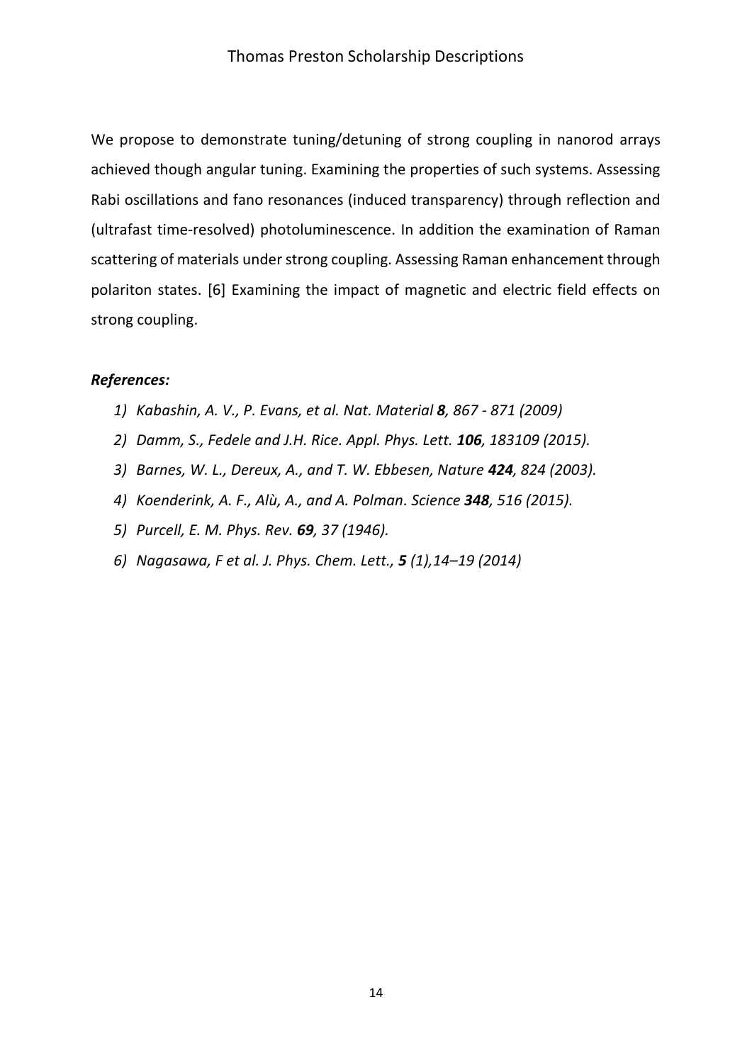We propose to demonstrate tuning/detuning of strong coupling in nanorod arrays achieved though angular tuning. Examining the properties of such systems. Assessing Rabi oscillations and fano resonances (induced transparency) through reflection and (ultrafast time-resolved) photoluminescence. In addition the examination of Raman scattering of materials under strong coupling. Assessing Raman enhancement through polariton states. [6] Examining the impact of magnetic and electric field effects on strong coupling.

***References:***

1) *Kabashin, A. V., P. Evans, et al. Nat. Material **8**, 867 - 871 (2009)*
2) *Damm, S., Fedele and J.H. Rice. Appl. Phys. Lett. **106**, 183109 (2015).*
3) *Barnes, W. L., Dereux, A., and T. W. Ebbesen, Nature **424**, 824 (2003).*
4) *Koenderink, A. F., Alù, A., and A. Polman. Science **348**, 516 (2015).*
5) *Purcell, E. M. Phys. Rev. **69**, 37 (1946).*
6) *Nagasawa, F et al. J. Phys. Chem. Lett., **5** (1),14–19 (2014)*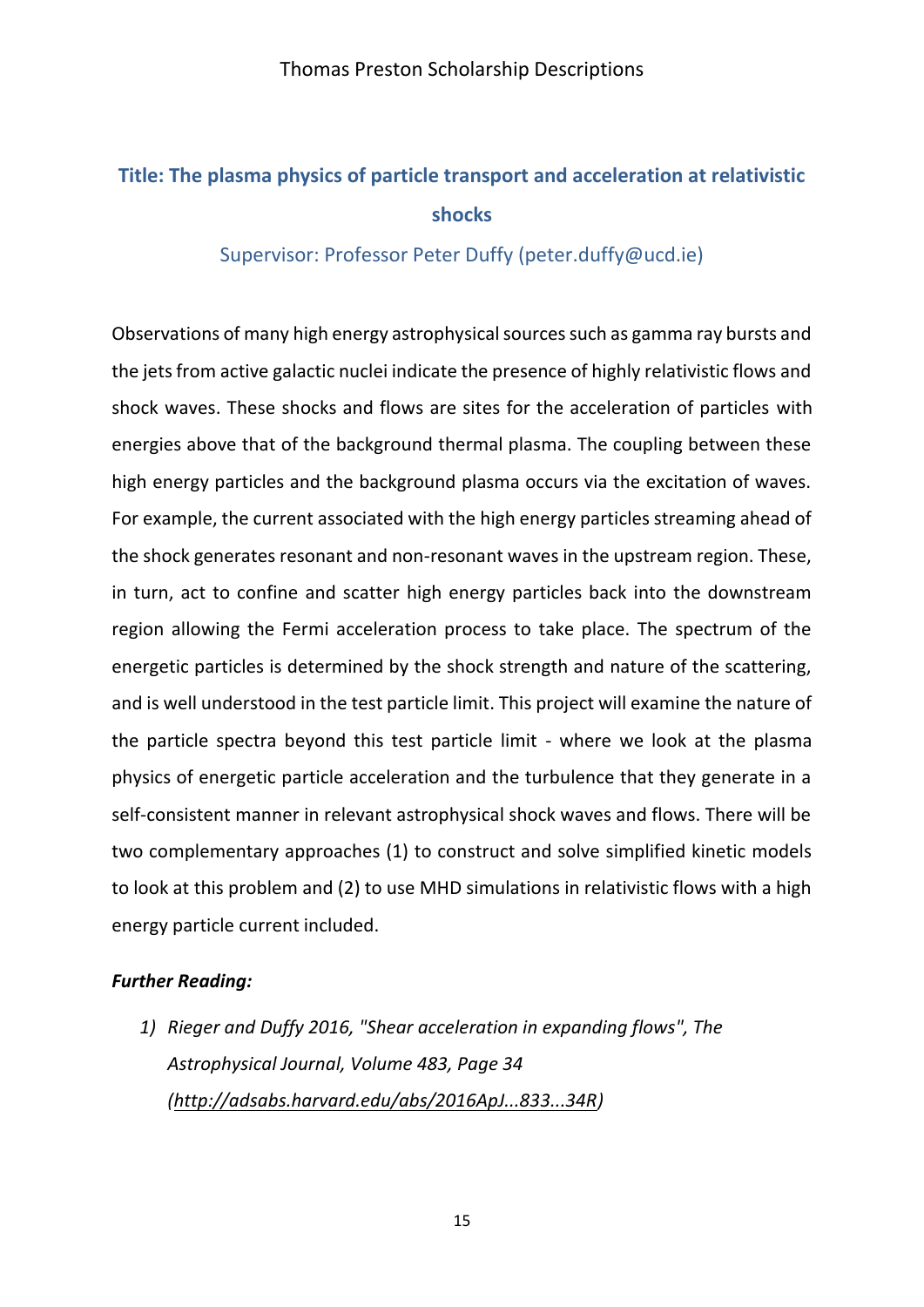## Title: The plasma physics of particle transport and acceleration at relativistic shocks

Supervisor: Professor Peter Duffy (peter.duffy@ucd.ie)

Observations of many high energy astrophysical sources such as gamma ray bursts and the jets from active galactic nuclei indicate the presence of highly relativistic flows and shock waves. These shocks and flows are sites for the acceleration of particles with energies above that of the background thermal plasma. The coupling between these high energy particles and the background plasma occurs via the excitation of waves. For example, the current associated with the high energy particles streaming ahead of the shock generates resonant and non-resonant waves in the upstream region. These, in turn, act to confine and scatter high energy particles back into the downstream region allowing the Fermi acceleration process to take place. The spectrum of the energetic particles is determined by the shock strength and nature of the scattering, and is well understood in the test particle limit. This project will examine the nature of the particle spectra beyond this test particle limit - where we look at the plasma physics of energetic particle acceleration and the turbulence that they generate in a self-consistent manner in relevant astrophysical shock waves and flows. There will be two complementary approaches (1) to construct and solve simplified kinetic models to look at this problem and (2) to use MHD simulations in relativistic flows with a high energy particle current included.

***Further Reading:***

1) *Rieger and Duffy 2016, "Shear acceleration in expanding flows", The Astrophysical Journal, Volume 483, Page 34 (http://adsabs.harvard.edu/abs/2016ApJ...833...34R)*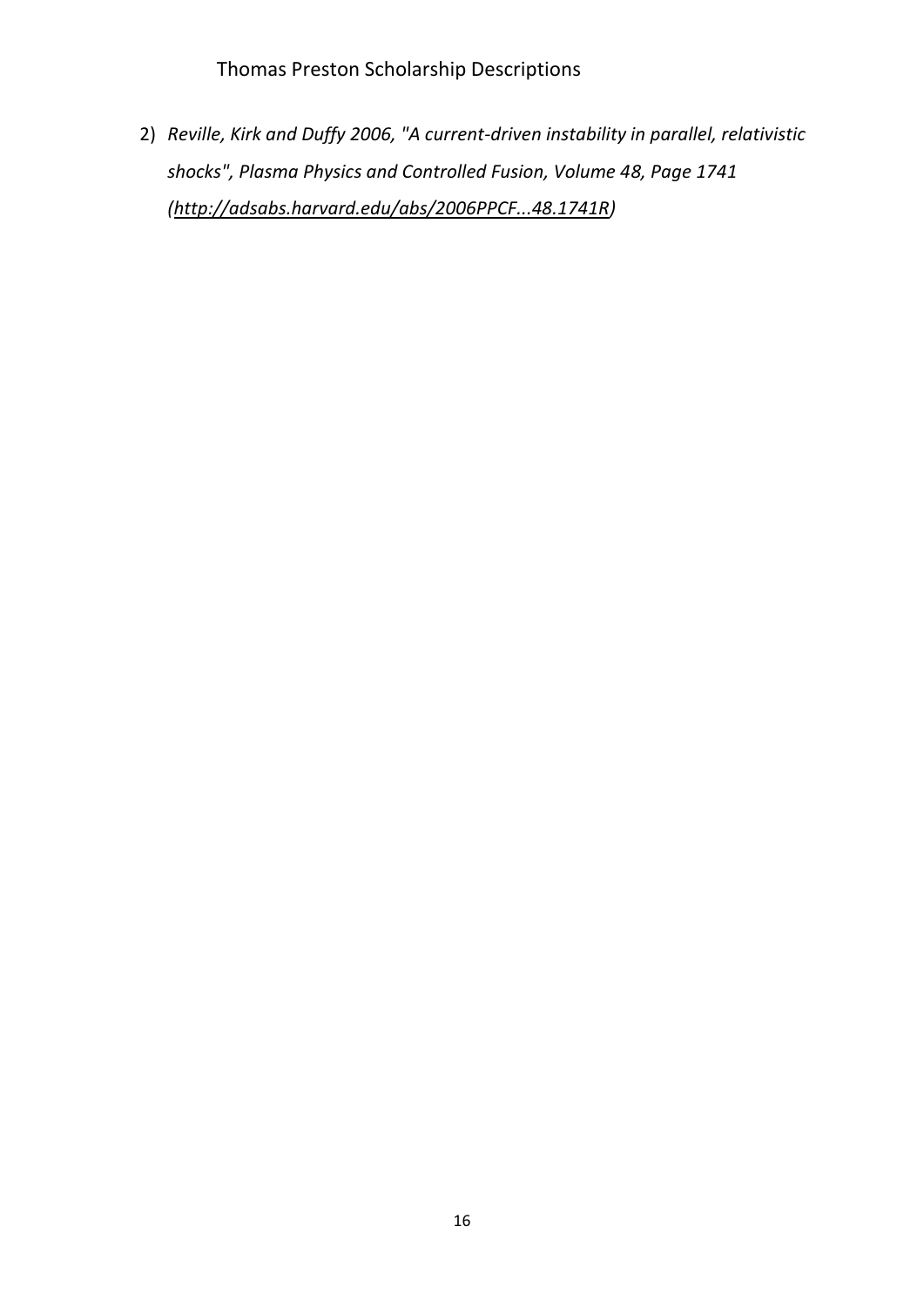2) *Reville, Kirk and Duffy 2006, "A current-driven instability in parallel, relativistic shocks", Plasma Physics and Controlled Fusion, Volume 48, Page 1741 ([http://adsabs.harvard.edu/abs/2006PPCF...48.1741R](http://adsabs.harvard.edu/abs/2006PPCF...48.1741R))*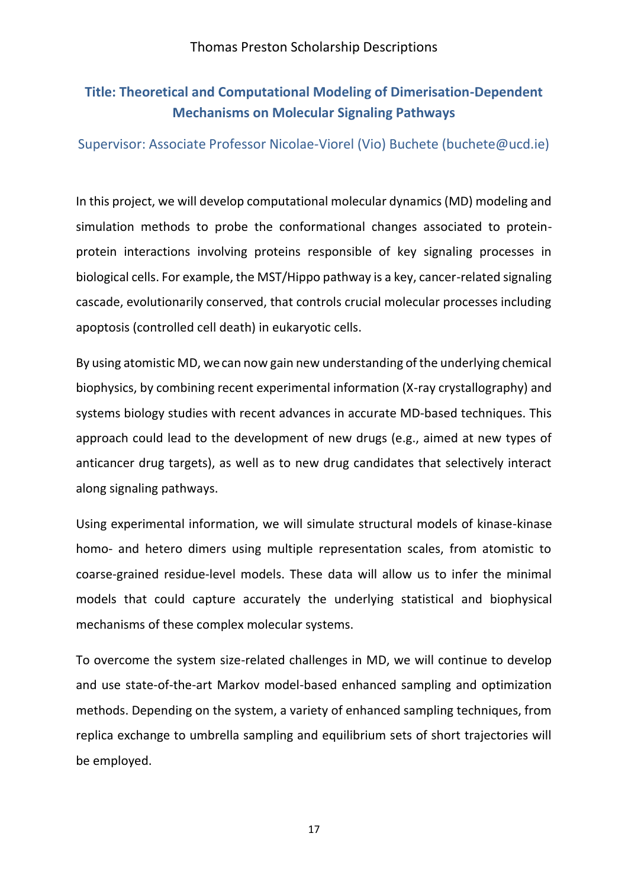## Title: Theoretical and Computational Modeling of Dimerisation-Dependent Mechanisms on Molecular Signaling Pathways

### Supervisor: Associate Professor Nicolae-Viorel (Vio) Buchete (buchete@ucd.ie)

In this project, we will develop computational molecular dynamics (MD) modeling and simulation methods to probe the conformational changes associated to protein-protein interactions involving proteins responsible of key signaling processes in biological cells. For example, the MST/Hippo pathway is a key, cancer-related signaling cascade, evolutionarily conserved, that controls crucial molecular processes including apoptosis (controlled cell death) in eukaryotic cells.

By using atomistic MD, we can now gain new understanding of the underlying chemical biophysics, by combining recent experimental information (X-ray crystallography) and systems biology studies with recent advances in accurate MD-based techniques. This approach could lead to the development of new drugs (e.g., aimed at new types of anticancer drug targets), as well as to new drug candidates that selectively interact along signaling pathways.

Using experimental information, we will simulate structural models of kinase-kinase homo- and hetero dimers using multiple representation scales, from atomistic to coarse-grained residue-level models. These data will allow us to infer the minimal models that could capture accurately the underlying statistical and biophysical mechanisms of these complex molecular systems.

To overcome the system size-related challenges in MD, we will continue to develop and use state-of-the-art Markov model-based enhanced sampling and optimization methods. Depending on the system, a variety of enhanced sampling techniques, from replica exchange to umbrella sampling and equilibrium sets of short trajectories will be employed.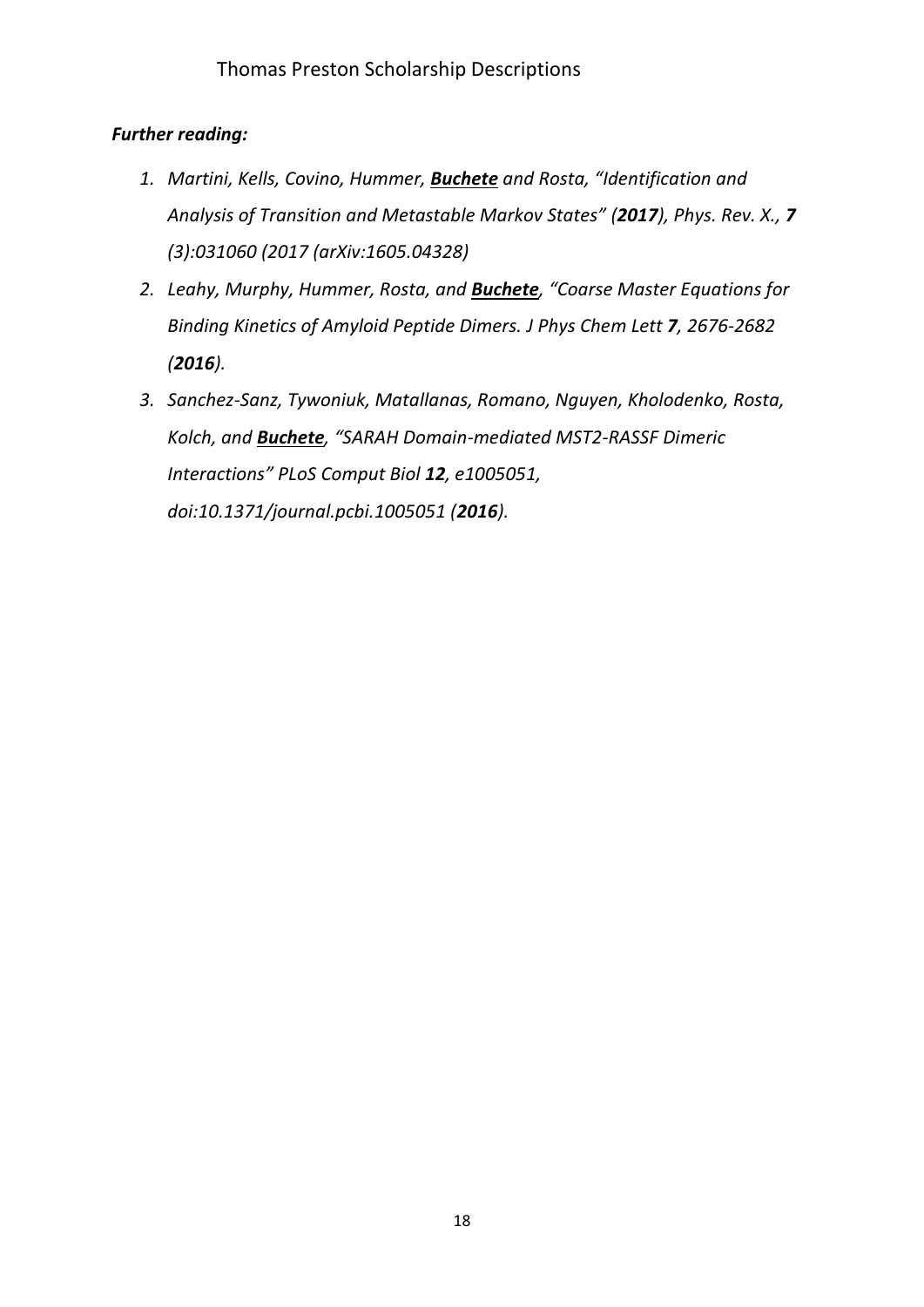***Further reading:***

1. *Martini, Kells, Covino, Hummer, **Buchete** and Rosta, “Identification and Analysis of Transition and Metastable Markov States” (**2017**), Phys. Rev. X., **7** (3):031060 (2017 (arXiv:1605.04328)*
2. *Leahy, Murphy, Hummer, Rosta, and **Buchete**, “Coarse Master Equations for Binding Kinetics of Amyloid Peptide Dimers. J Phys Chem Lett **7**, 2676-2682 (**2016**).*
3. *Sanchez-Sanz, Tywoniuk, Matallanas, Romano, Nguyen, Kholodenko, Rosta, Kolch, and **Buchete**, “SARAH Domain-mediated MST2-RASSF Dimeric Interactions” PLoS Comput Biol **12**, e1005051, doi:10.1371/journal.pcbi.1005051 (**2016**).*